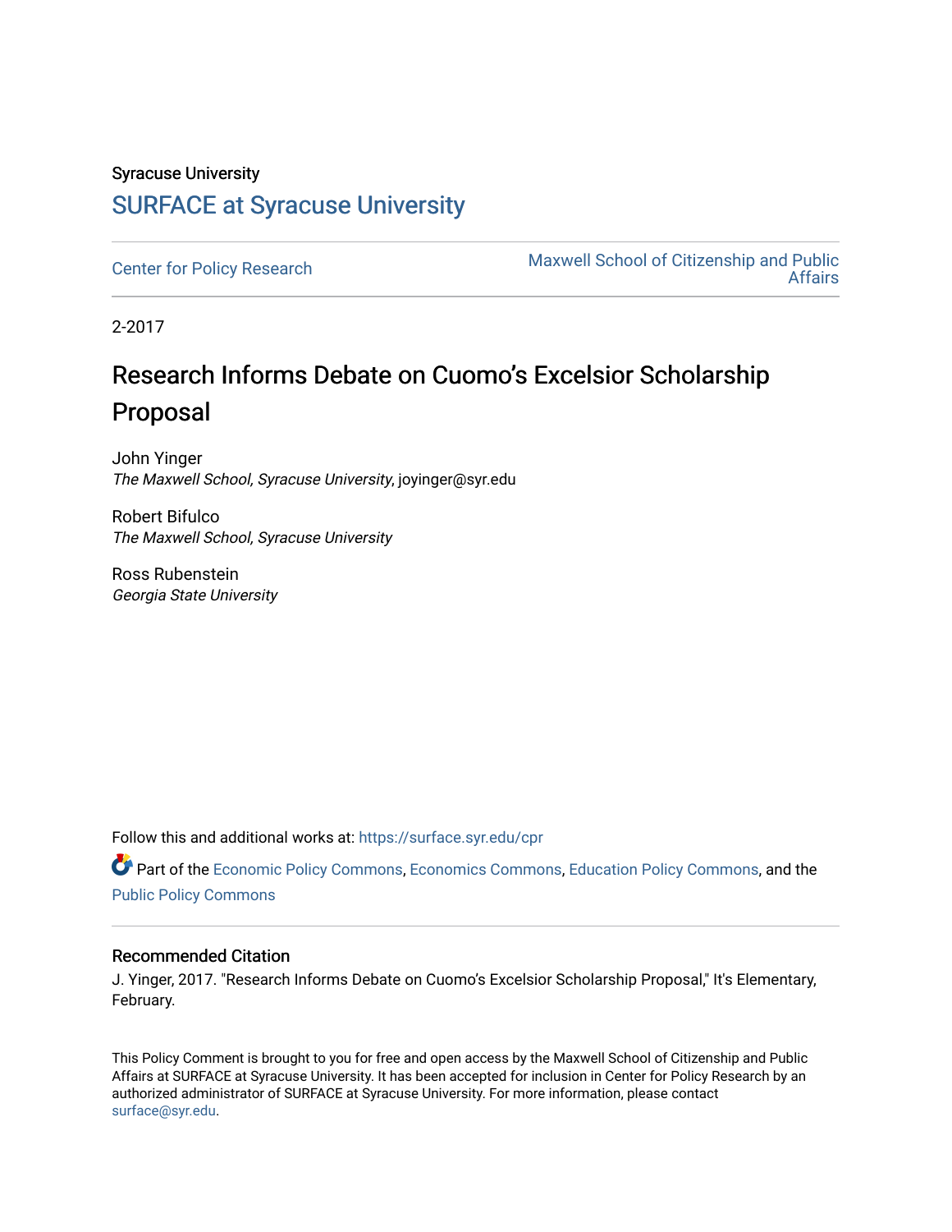Syracuse University

# SURFACE at Syracuse University

Center for Policy Research

Maxwell School of Citizenship and Public Affairs

2-2017

# Research Informs Debate on Cuomo's Excelsior Scholarship Proposal

John Yinger
*The Maxwell School, Syracuse University*, joyinger@syr.edu

Robert Bifulco
*The Maxwell School, Syracuse University*

Ross Rubenstein
*Georgia State University*

Follow this and additional works at: https://surface.syr.edu/cpr

Part of the Economic Policy Commons, Economics Commons, Education Policy Commons, and the Public Policy Commons

## Recommended Citation

J. Yinger, 2017. "Research Informs Debate on Cuomo's Excelsior Scholarship Proposal," It's Elementary, February.

This Policy Comment is brought to you for free and open access by the Maxwell School of Citizenship and Public Affairs at SURFACE at Syracuse University. It has been accepted for inclusion in Center for Policy Research by an authorized administrator of SURFACE at Syracuse University. For more information, please contact surface@syr.edu.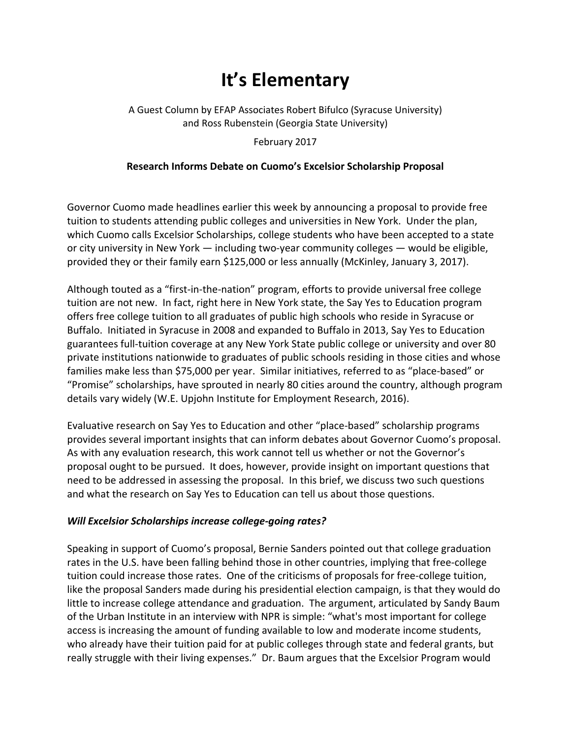# It's Elementary

A Guest Column by EFAP Associates Robert Bifulco (Syracuse University) and Ross Rubenstein (Georgia State University)

February 2017

**Research Informs Debate on Cuomo's Excelsior Scholarship Proposal**

Governor Cuomo made headlines earlier this week by announcing a proposal to provide free tuition to students attending public colleges and universities in New York. Under the plan, which Cuomo calls Excelsior Scholarships, college students who have been accepted to a state or city university in New York — including two-year community colleges — would be eligible, provided they or their family earn $125,000 or less annually (McKinley, January 3, 2017).

Although touted as a "first-in-the-nation" program, efforts to provide universal free college tuition are not new. In fact, right here in New York state, the Say Yes to Education program offers free college tuition to all graduates of public high schools who reside in Syracuse or Buffalo. Initiated in Syracuse in 2008 and expanded to Buffalo in 2013, Say Yes to Education guarantees full-tuition coverage at any New York State public college or university and over 80 private institutions nationwide to graduates of public schools residing in those cities and whose families make less than $75,000 per year. Similar initiatives, referred to as "place-based" or "Promise" scholarships, have sprouted in nearly 80 cities around the country, although program details vary widely (W.E. Upjohn Institute for Employment Research, 2016).

Evaluative research on Say Yes to Education and other "place-based" scholarship programs provides several important insights that can inform debates about Governor Cuomo's proposal. As with any evaluation research, this work cannot tell us whether or not the Governor's proposal ought to be pursued. It does, however, provide insight on important questions that need to be addressed in assessing the proposal. In this brief, we discuss two such questions and what the research on Say Yes to Education can tell us about those questions.

### *Will Excelsior Scholarships increase college-going rates?*

Speaking in support of Cuomo's proposal, Bernie Sanders pointed out that college graduation rates in the U.S. have been falling behind those in other countries, implying that free-college tuition could increase those rates. One of the criticisms of proposals for free-college tuition, like the proposal Sanders made during his presidential election campaign, is that they would do little to increase college attendance and graduation. The argument, articulated by Sandy Baum of the Urban Institute in an interview with NPR is simple: "what's most important for college access is increasing the amount of funding available to low and moderate income students, who already have their tuition paid for at public colleges through state and federal grants, but really struggle with their living expenses." Dr. Baum argues that the Excelsior Program would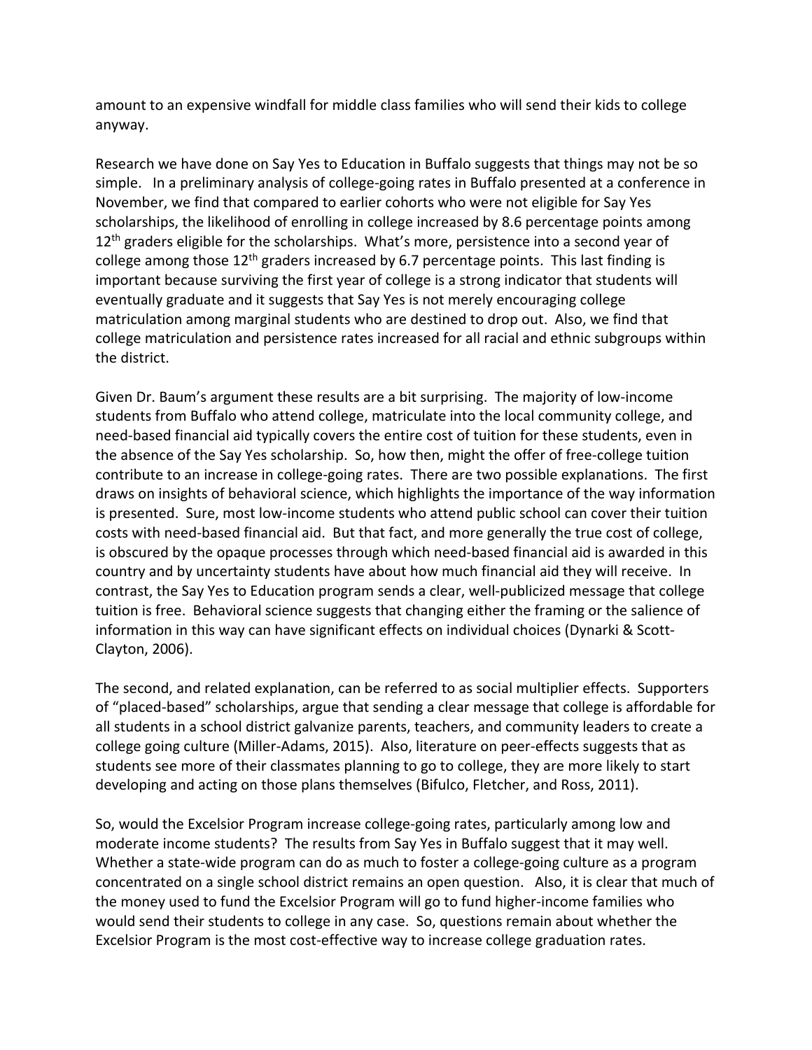amount to an expensive windfall for middle class families who will send their kids to college anyway.

Research we have done on Say Yes to Education in Buffalo suggests that things may not be so simple. In a preliminary analysis of college-going rates in Buffalo presented at a conference in November, we find that compared to earlier cohorts who were not eligible for Say Yes scholarships, the likelihood of enrolling in college increased by 8.6 percentage points among 12th graders eligible for the scholarships. What's more, persistence into a second year of college among those 12th graders increased by 6.7 percentage points. This last finding is important because surviving the first year of college is a strong indicator that students will eventually graduate and it suggests that Say Yes is not merely encouraging college matriculation among marginal students who are destined to drop out. Also, we find that college matriculation and persistence rates increased for all racial and ethnic subgroups within the district.

Given Dr. Baum's argument these results are a bit surprising. The majority of low-income students from Buffalo who attend college, matriculate into the local community college, and need-based financial aid typically covers the entire cost of tuition for these students, even in the absence of the Say Yes scholarship. So, how then, might the offer of free-college tuition contribute to an increase in college-going rates. There are two possible explanations. The first draws on insights of behavioral science, which highlights the importance of the way information is presented. Sure, most low-income students who attend public school can cover their tuition costs with need-based financial aid. But that fact, and more generally the true cost of college, is obscured by the opaque processes through which need-based financial aid is awarded in this country and by uncertainty students have about how much financial aid they will receive. In contrast, the Say Yes to Education program sends a clear, well-publicized message that college tuition is free. Behavioral science suggests that changing either the framing or the salience of information in this way can have significant effects on individual choices (Dynarki & Scott-Clayton, 2006).

The second, and related explanation, can be referred to as social multiplier effects. Supporters of "placed-based" scholarships, argue that sending a clear message that college is affordable for all students in a school district galvanize parents, teachers, and community leaders to create a college going culture (Miller-Adams, 2015). Also, literature on peer-effects suggests that as students see more of their classmates planning to go to college, they are more likely to start developing and acting on those plans themselves (Bifulco, Fletcher, and Ross, 2011).

So, would the Excelsior Program increase college-going rates, particularly among low and moderate income students? The results from Say Yes in Buffalo suggest that it may well. Whether a state-wide program can do as much to foster a college-going culture as a program concentrated on a single school district remains an open question. Also, it is clear that much of the money used to fund the Excelsior Program will go to fund higher-income families who would send their students to college in any case. So, questions remain about whether the Excelsior Program is the most cost-effective way to increase college graduation rates.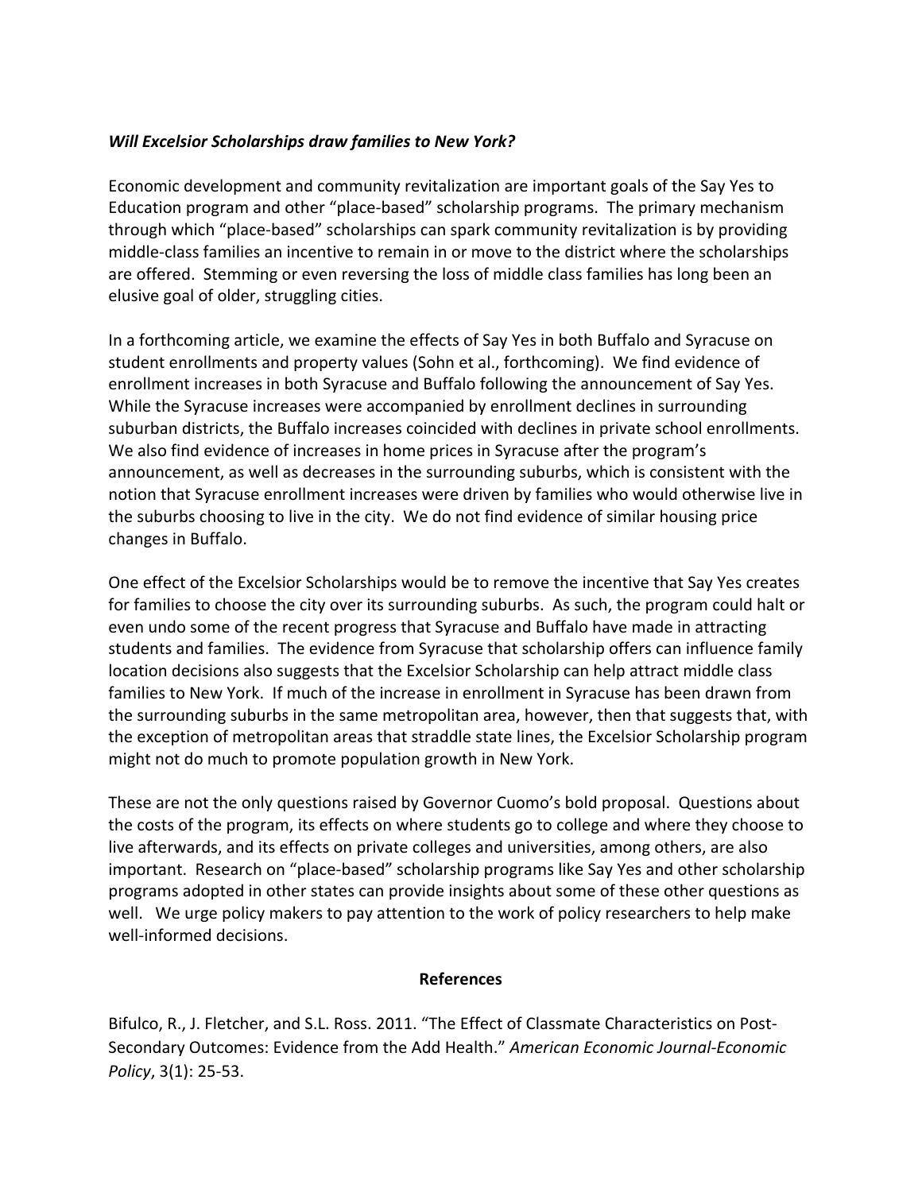***Will Excelsior Scholarships draw families to New York?***

Economic development and community revitalization are important goals of the Say Yes to Education program and other "place-based" scholarship programs. The primary mechanism through which "place-based" scholarships can spark community revitalization is by providing middle-class families an incentive to remain in or move to the district where the scholarships are offered. Stemming or even reversing the loss of middle class families has long been an elusive goal of older, struggling cities.

In a forthcoming article, we examine the effects of Say Yes in both Buffalo and Syracuse on student enrollments and property values (Sohn et al., forthcoming). We find evidence of enrollment increases in both Syracuse and Buffalo following the announcement of Say Yes. While the Syracuse increases were accompanied by enrollment declines in surrounding suburban districts, the Buffalo increases coincided with declines in private school enrollments. We also find evidence of increases in home prices in Syracuse after the program's announcement, as well as decreases in the surrounding suburbs, which is consistent with the notion that Syracuse enrollment increases were driven by families who would otherwise live in the suburbs choosing to live in the city. We do not find evidence of similar housing price changes in Buffalo.

One effect of the Excelsior Scholarships would be to remove the incentive that Say Yes creates for families to choose the city over its surrounding suburbs. As such, the program could halt or even undo some of the recent progress that Syracuse and Buffalo have made in attracting students and families. The evidence from Syracuse that scholarship offers can influence family location decisions also suggests that the Excelsior Scholarship can help attract middle class families to New York. If much of the increase in enrollment in Syracuse has been drawn from the surrounding suburbs in the same metropolitan area, however, then that suggests that, with the exception of metropolitan areas that straddle state lines, the Excelsior Scholarship program might not do much to promote population growth in New York.

These are not the only questions raised by Governor Cuomo's bold proposal. Questions about the costs of the program, its effects on where students go to college and where they choose to live afterwards, and its effects on private colleges and universities, among others, are also important. Research on "place-based" scholarship programs like Say Yes and other scholarship programs adopted in other states can provide insights about some of these other questions as well. We urge policy makers to pay attention to the work of policy researchers to help make well-informed decisions.

## References

Bifulco, R., J. Fletcher, and S.L. Ross. 2011. "The Effect of Classmate Characteristics on Post-Secondary Outcomes: Evidence from the Add Health." *American Economic Journal-Economic Policy*, 3(1): 25-53.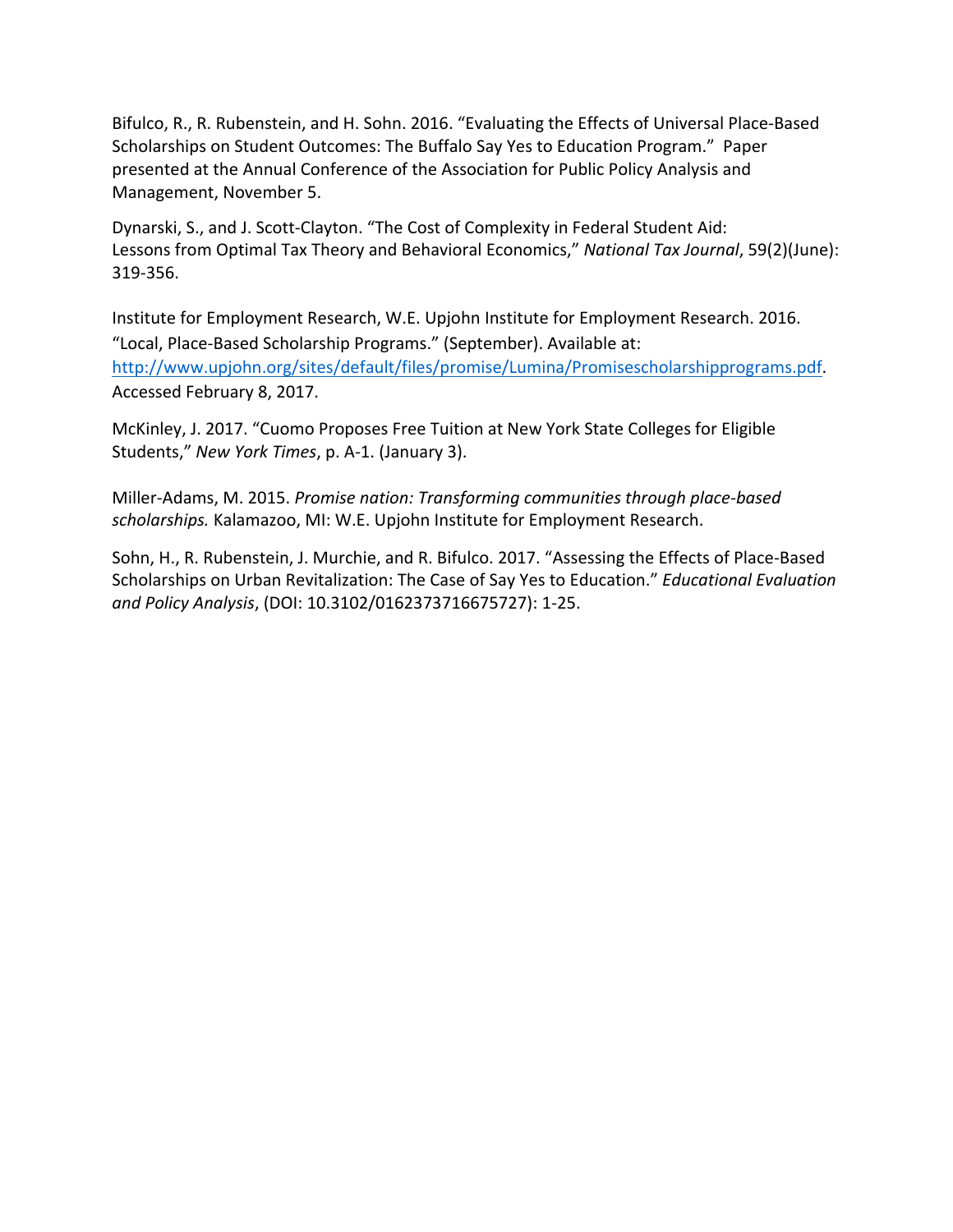Bifulco, R., R. Rubenstein, and H. Sohn. 2016. "Evaluating the Effects of Universal Place-Based Scholarships on Student Outcomes: The Buffalo Say Yes to Education Program." Paper presented at the Annual Conference of the Association for Public Policy Analysis and Management, November 5.

Dynarski, S., and J. Scott-Clayton. "The Cost of Complexity in Federal Student Aid: Lessons from Optimal Tax Theory and Behavioral Economics," *National Tax Journal*, 59(2)(June): 319-356.

Institute for Employment Research, W.E. Upjohn Institute for Employment Research. 2016. "Local, Place-Based Scholarship Programs." (September). Available at: [http://www.upjohn.org/sites/default/files/promise/Lumina/Promisescholarshipprograms.pdf](http://www.upjohn.org/sites/default/files/promise/Lumina/Promisescholarshipprograms.pdf). Accessed February 8, 2017.

McKinley, J. 2017. "Cuomo Proposes Free Tuition at New York State Colleges for Eligible Students," *New York Times*, p. A-1. (January 3).

Miller-Adams, M. 2015. *Promise nation: Transforming communities through place-based scholarships.* Kalamazoo, MI: W.E. Upjohn Institute for Employment Research.

Sohn, H., R. Rubenstein, J. Murchie, and R. Bifulco. 2017. "Assessing the Effects of Place-Based Scholarships on Urban Revitalization: The Case of Say Yes to Education." *Educational Evaluation and Policy Analysis*, (DOI: 10.3102/0162373716675727): 1-25.